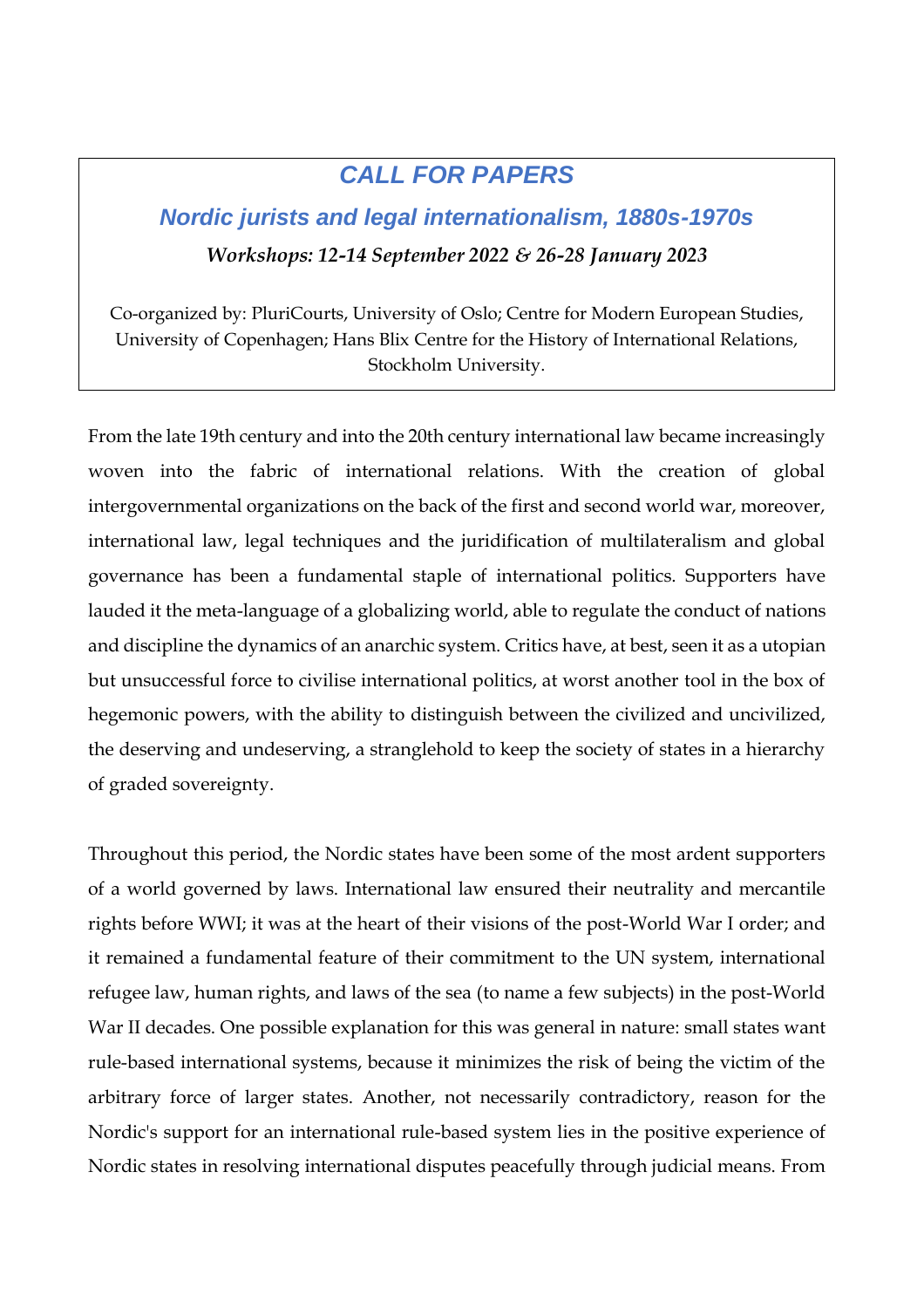# CALL FOR PAPERS

## Nordic jurists and legal internationalism, 1880s-1970s

***Workshops: 12-14 September 2022 & 26-28 January 2023***

Co-organized by: PluriCourts, University of Oslo; Centre for Modern European Studies, University of Copenhagen; Hans Blix Centre for the History of International Relations, Stockholm University.

From the late 19th century and into the 20th century international law became increasingly woven into the fabric of international relations. With the creation of global intergovernmental organizations on the back of the first and second world war, moreover, international law, legal techniques and the juridification of multilateralism and global governance has been a fundamental staple of international politics. Supporters have lauded it the meta-language of a globalizing world, able to regulate the conduct of nations and discipline the dynamics of an anarchic system. Critics have, at best, seen it as a utopian but unsuccessful force to civilise international politics, at worst another tool in the box of hegemonic powers, with the ability to distinguish between the civilized and uncivilized, the deserving and undeserving, a stranglehold to keep the society of states in a hierarchy of graded sovereignty.

Throughout this period, the Nordic states have been some of the most ardent supporters of a world governed by laws. International law ensured their neutrality and mercantile rights before WWI; it was at the heart of their visions of the post-World War I order; and it remained a fundamental feature of their commitment to the UN system, international refugee law, human rights, and laws of the sea (to name a few subjects) in the post-World War II decades. One possible explanation for this was general in nature: small states want rule-based international systems, because it minimizes the risk of being the victim of the arbitrary force of larger states. Another, not necessarily contradictory, reason for the Nordic's support for an international rule-based system lies in the positive experience of Nordic states in resolving international disputes peacefully through judicial means. From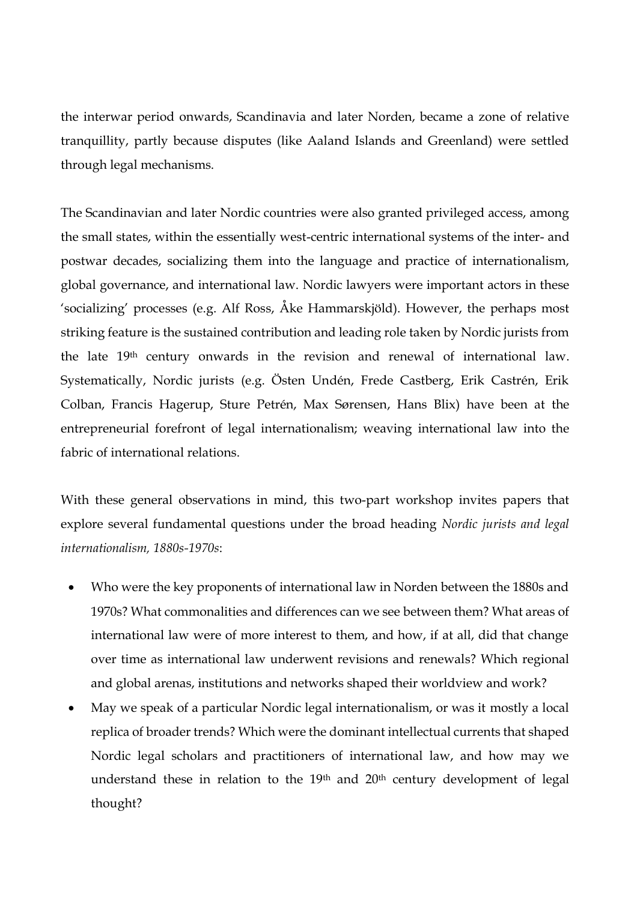the interwar period onwards, Scandinavia and later Norden, became a zone of relative tranquillity, partly because disputes (like Aaland Islands and Greenland) were settled through legal mechanisms.

The Scandinavian and later Nordic countries were also granted privileged access, among the small states, within the essentially west-centric international systems of the inter- and postwar decades, socializing them into the language and practice of internationalism, global governance, and international law. Nordic lawyers were important actors in these 'socializing' processes (e.g. Alf Ross, Åke Hammarskjöld). However, the perhaps most striking feature is the sustained contribution and leading role taken by Nordic jurists from the late 19th century onwards in the revision and renewal of international law. Systematically, Nordic jurists (e.g. Östen Undén, Frede Castberg, Erik Castrén, Erik Colban, Francis Hagerup, Sture Petrén, Max Sørensen, Hans Blix) have been at the entrepreneurial forefront of legal internationalism; weaving international law into the fabric of international relations.

With these general observations in mind, this two-part workshop invites papers that explore several fundamental questions under the broad heading *Nordic jurists and legal internationalism, 1880s-1970s*:

- Who were the key proponents of international law in Norden between the 1880s and 1970s? What commonalities and differences can we see between them? What areas of international law were of more interest to them, and how, if at all, did that change over time as international law underwent revisions and renewals? Which regional and global arenas, institutions and networks shaped their worldview and work?
- May we speak of a particular Nordic legal internationalism, or was it mostly a local replica of broader trends? Which were the dominant intellectual currents that shaped Nordic legal scholars and practitioners of international law, and how may we understand these in relation to the 19th and 20th century development of legal thought?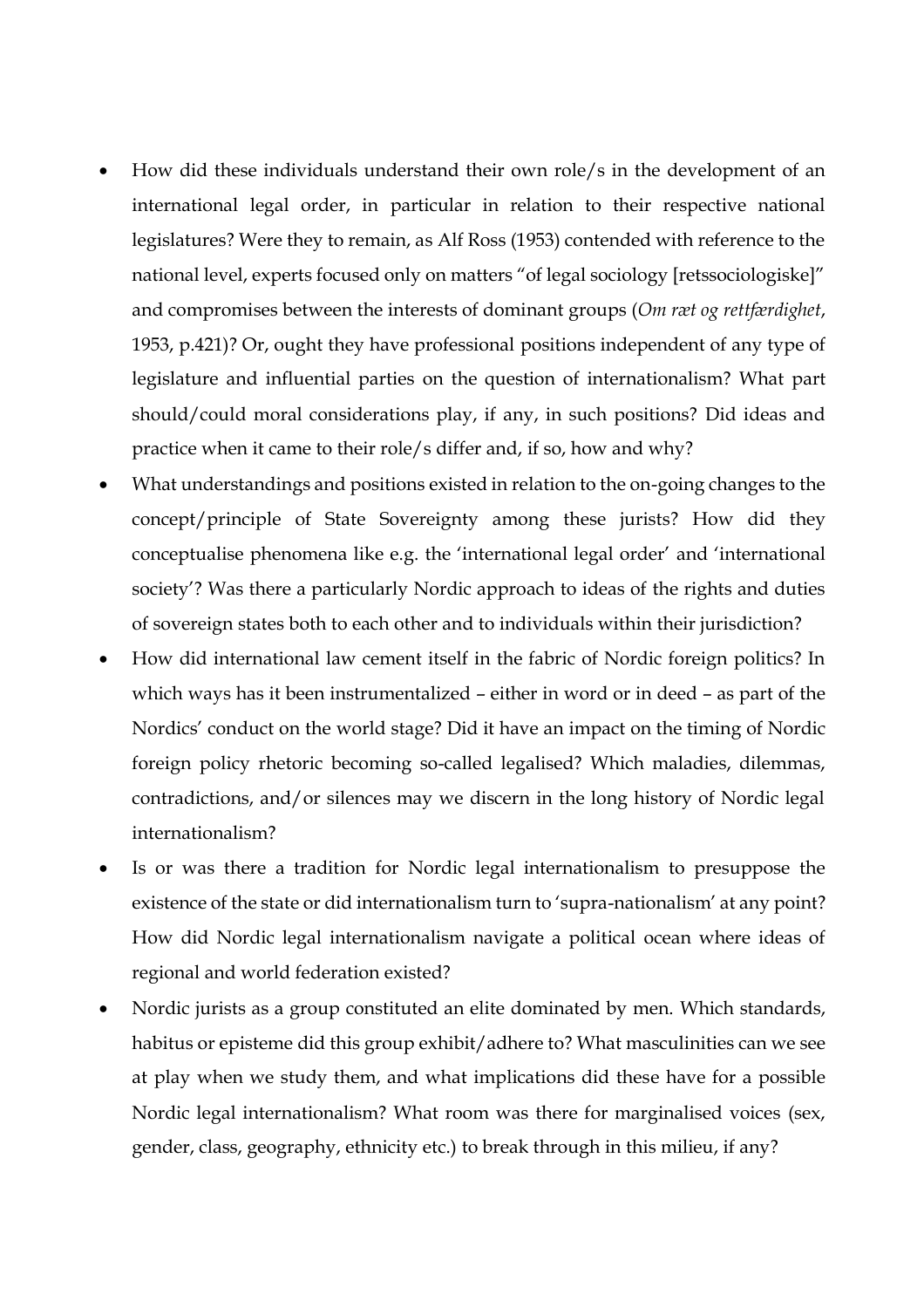- How did these individuals understand their own role/s in the development of an international legal order, in particular in relation to their respective national legislatures? Were they to remain, as Alf Ross (1953) contended with reference to the national level, experts focused only on matters "of legal sociology [retssociologiske]" and compromises between the interests of dominant groups (*Om ræt og rettfærdighet*, 1953, p.421)? Or, ought they have professional positions independent of any type of legislature and influential parties on the question of internationalism? What part should/could moral considerations play, if any, in such positions? Did ideas and practice when it came to their role/s differ and, if so, how and why?
- What understandings and positions existed in relation to the on-going changes to the concept/principle of State Sovereignty among these jurists? How did they conceptualise phenomena like e.g. the 'international legal order' and 'international society'? Was there a particularly Nordic approach to ideas of the rights and duties of sovereign states both to each other and to individuals within their jurisdiction?
- How did international law cement itself in the fabric of Nordic foreign politics? In which ways has it been instrumentalized – either in word or in deed – as part of the Nordics' conduct on the world stage? Did it have an impact on the timing of Nordic foreign policy rhetoric becoming so-called legalised? Which maladies, dilemmas, contradictions, and/or silences may we discern in the long history of Nordic legal internationalism?
- Is or was there a tradition for Nordic legal internationalism to presuppose the existence of the state or did internationalism turn to 'supra-nationalism' at any point? How did Nordic legal internationalism navigate a political ocean where ideas of regional and world federation existed?
- Nordic jurists as a group constituted an elite dominated by men. Which standards, habitus or episteme did this group exhibit/adhere to? What masculinities can we see at play when we study them, and what implications did these have for a possible Nordic legal internationalism? What room was there for marginalised voices (sex, gender, class, geography, ethnicity etc.) to break through in this milieu, if any?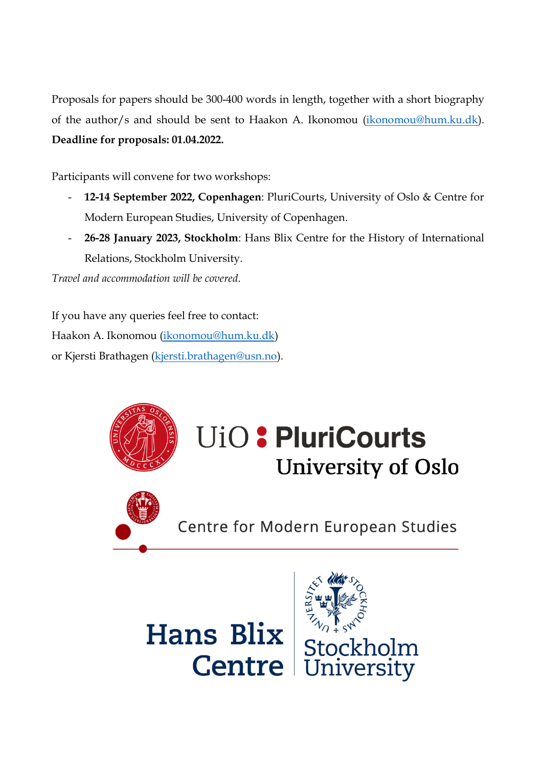Proposals for papers should be 300-400 words in length, together with a short biography of the author/s and should be sent to Haakon A. Ikonomou (ikonomou@hum.ku.dk). **Deadline for proposals: 01.04.2022.**

Participants will convene for two workshops:

- **12-14 September 2022, Copenhagen**: PluriCourts, University of Oslo & Centre for Modern European Studies, University of Copenhagen.
- **26-28 January 2023, Stockholm**: Hans Blix Centre for the History of International Relations, Stockholm University.

*Travel and accommodation will be covered.*

If you have any queries feel free to contact:
Haakon A. Ikonomou (ikonomou@hum.ku.dk)
or Kjersti Brathagen (kjersti.brathagen@usn.no).

UiO : PluriCourts
University of Oslo

Centre for Modern European Studies

Hans Blix Centre

Stockholm University